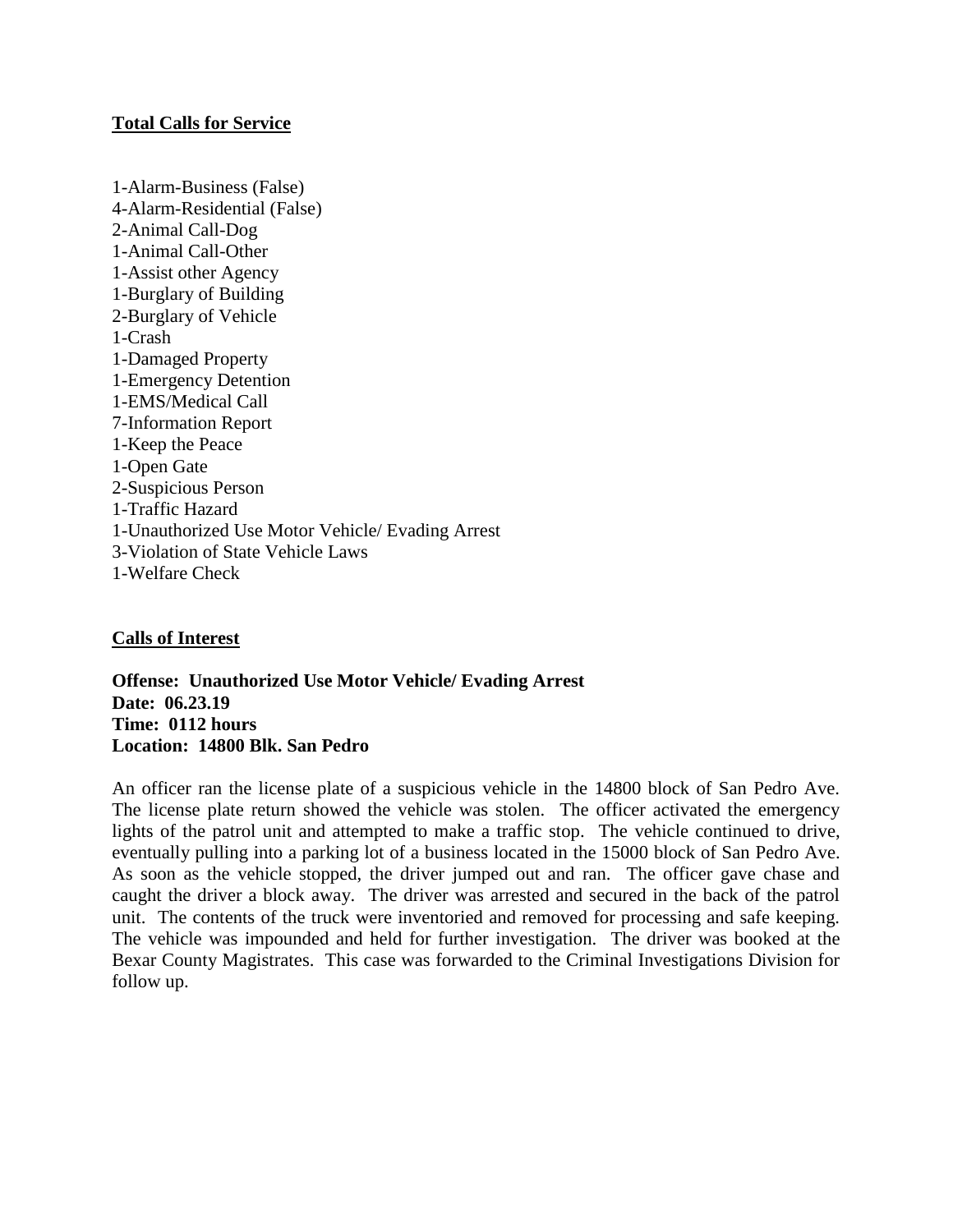**Total Calls for Service**

1-Alarm-Business (False)
4-Alarm-Residential (False)
2-Animal Call-Dog
1-Animal Call-Other
1-Assist other Agency
1-Burglary of Building
2-Burglary of Vehicle
1-Crash
1-Damaged Property
1-Emergency Detention
1-EMS/Medical Call
7-Information Report
1-Keep the Peace
1-Open Gate
2-Suspicious Person
1-Traffic Hazard
1-Unauthorized Use Motor Vehicle/ Evading Arrest
3-Violation of State Vehicle Laws
1-Welfare Check

**Calls of Interest**

**Offense: Unauthorized Use Motor Vehicle/ Evading Arrest**
**Date: 06.23.19**
**Time: 0112 hours**
**Location: 14800 Blk. San Pedro**

An officer ran the license plate of a suspicious vehicle in the 14800 block of San Pedro Ave. The license plate return showed the vehicle was stolen. The officer activated the emergency lights of the patrol unit and attempted to make a traffic stop. The vehicle continued to drive, eventually pulling into a parking lot of a business located in the 15000 block of San Pedro Ave. As soon as the vehicle stopped, the driver jumped out and ran. The officer gave chase and caught the driver a block away. The driver was arrested and secured in the back of the patrol unit. The contents of the truck were inventoried and removed for processing and safe keeping. The vehicle was impounded and held for further investigation. The driver was booked at the Bexar County Magistrates. This case was forwarded to the Criminal Investigations Division for follow up.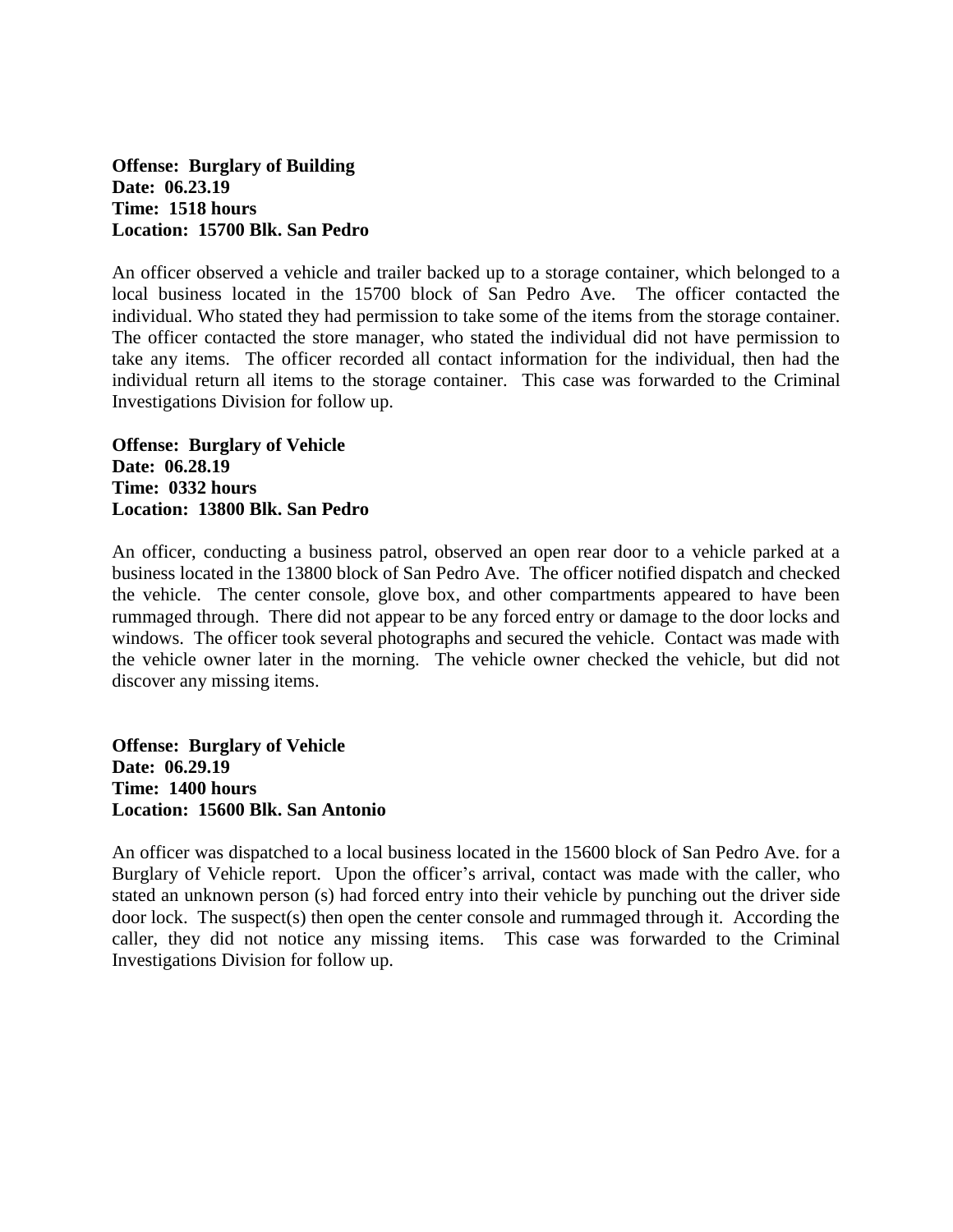**Offense: Burglary of Building**
**Date: 06.23.19**
**Time: 1518 hours**
**Location: 15700 Blk. San Pedro**

An officer observed a vehicle and trailer backed up to a storage container, which belonged to a local business located in the 15700 block of San Pedro Ave. The officer contacted the individual. Who stated they had permission to take some of the items from the storage container. The officer contacted the store manager, who stated the individual did not have permission to take any items. The officer recorded all contact information for the individual, then had the individual return all items to the storage container. This case was forwarded to the Criminal Investigations Division for follow up.

**Offense: Burglary of Vehicle**
**Date: 06.28.19**
**Time: 0332 hours**
**Location: 13800 Blk. San Pedro**

An officer, conducting a business patrol, observed an open rear door to a vehicle parked at a business located in the 13800 block of San Pedro Ave. The officer notified dispatch and checked the vehicle. The center console, glove box, and other compartments appeared to have been rummaged through. There did not appear to be any forced entry or damage to the door locks and windows. The officer took several photographs and secured the vehicle. Contact was made with the vehicle owner later in the morning. The vehicle owner checked the vehicle, but did not discover any missing items.

**Offense: Burglary of Vehicle**
**Date: 06.29.19**
**Time: 1400 hours**
**Location: 15600 Blk. San Antonio**

An officer was dispatched to a local business located in the 15600 block of San Pedro Ave. for a Burglary of Vehicle report. Upon the officer's arrival, contact was made with the caller, who stated an unknown person (s) had forced entry into their vehicle by punching out the driver side door lock. The suspect(s) then open the center console and rummaged through it. According the caller, they did not notice any missing items. This case was forwarded to the Criminal Investigations Division for follow up.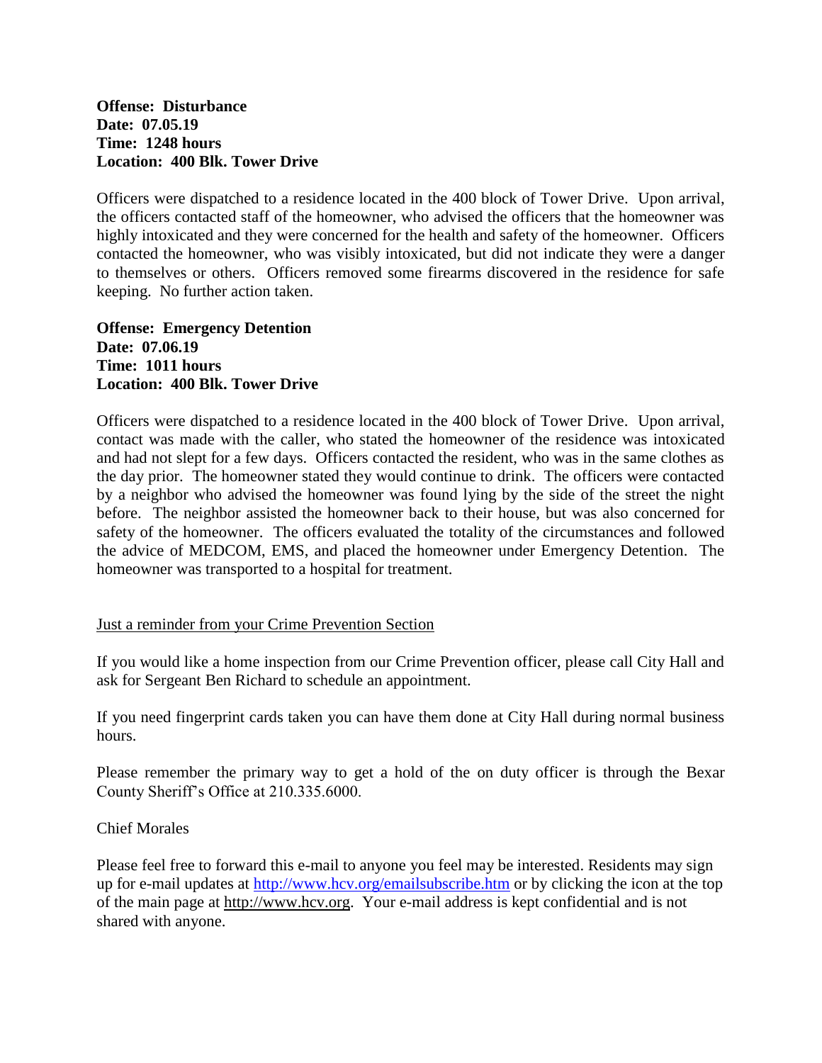**Offense: Disturbance**
**Date: 07.05.19**
**Time: 1248 hours**
**Location: 400 Blk. Tower Drive**

Officers were dispatched to a residence located in the 400 block of Tower Drive. Upon arrival, the officers contacted staff of the homeowner, who advised the officers that the homeowner was highly intoxicated and they were concerned for the health and safety of the homeowner. Officers contacted the homeowner, who was visibly intoxicated, but did not indicate they were a danger to themselves or others. Officers removed some firearms discovered in the residence for safe keeping. No further action taken.

**Offense: Emergency Detention**
**Date: 07.06.19**
**Time: 1011 hours**
**Location: 400 Blk. Tower Drive**

Officers were dispatched to a residence located in the 400 block of Tower Drive. Upon arrival, contact was made with the caller, who stated the homeowner of the residence was intoxicated and had not slept for a few days. Officers contacted the resident, who was in the same clothes as the day prior. The homeowner stated they would continue to drink. The officers were contacted by a neighbor who advised the homeowner was found lying by the side of the street the night before. The neighbor assisted the homeowner back to their house, but was also concerned for safety of the homeowner. The officers evaluated the totality of the circumstances and followed the advice of MEDCOM, EMS, and placed the homeowner under Emergency Detention. The homeowner was transported to a hospital for treatment.

Just a reminder from your Crime Prevention Section

If you would like a home inspection from our Crime Prevention officer, please call City Hall and ask for Sergeant Ben Richard to schedule an appointment.

If you need fingerprint cards taken you can have them done at City Hall during normal business hours.

Please remember the primary way to get a hold of the on duty officer is through the Bexar County Sheriff's Office at 210.335.6000.

Chief Morales

Please feel free to forward this e-mail to anyone you feel may be interested. Residents may sign up for e-mail updates at http://www.hcv.org/emailsubscribe.htm or by clicking the icon at the top of the main page at http://www.hcv.org. Your e-mail address is kept confidential and is not shared with anyone.